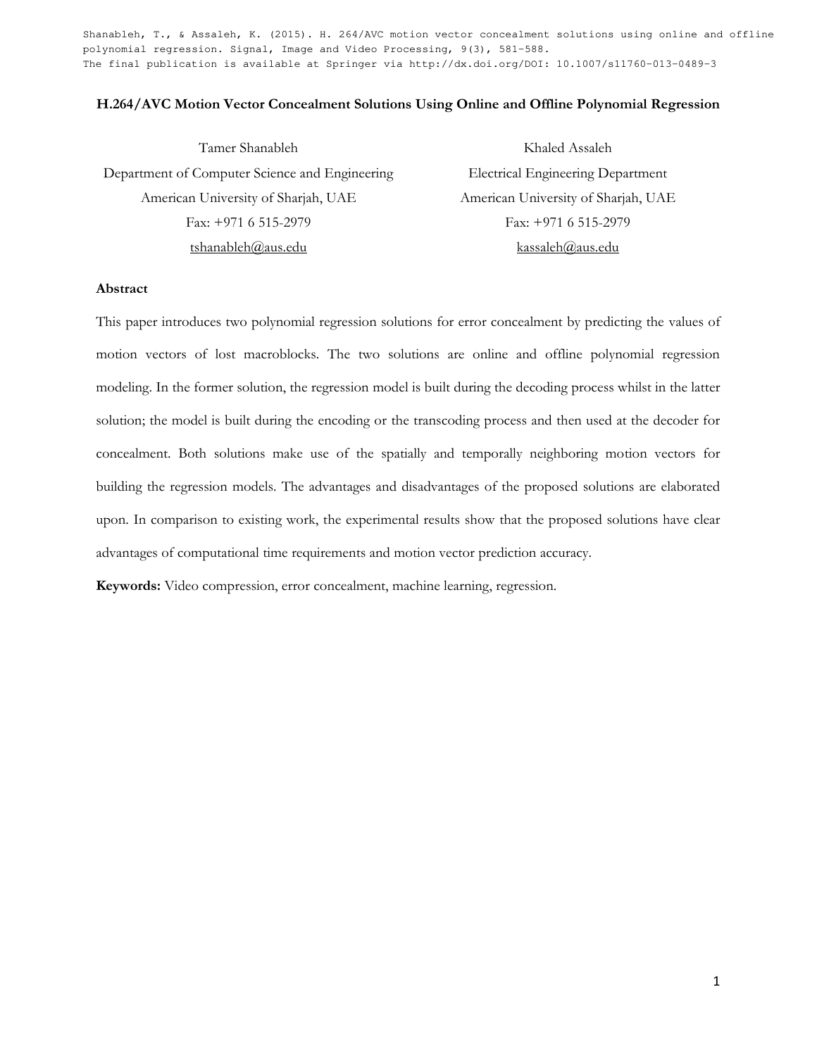Shanableh, T., & Assaleh, K. (2015). H. 264/AVC motion vector concealment solutions using online and offline polynomial regression. Signal, Image and Video Processing, 9(3), 581-588.
The final publication is available at Springer via http://dx.doi.org/DOI: 10.1007/s11760-013-0489-3

# H.264/AVC Motion Vector Concealment Solutions Using Online and Offline Polynomial Regression

Tamer Shanableh
Department of Computer Science and Engineering
American University of Sharjah, UAE
Fax: +971 6 515-2979
tshanableh@aus.edu

Khaled Assaleh
Electrical Engineering Department
American University of Sharjah, UAE
Fax: +971 6 515-2979
kassaleh@aus.edu

## Abstract

This paper introduces two polynomial regression solutions for error concealment by predicting the values of motion vectors of lost macroblocks. The two solutions are online and offline polynomial regression modeling. In the former solution, the regression model is built during the decoding process whilst in the latter solution; the model is built during the encoding or the transcoding process and then used at the decoder for concealment. Both solutions make use of the spatially and temporally neighboring motion vectors for building the regression models. The advantages and disadvantages of the proposed solutions are elaborated upon. In comparison to existing work, the experimental results show that the proposed solutions have clear advantages of computational time requirements and motion vector prediction accuracy.

**Keywords:** Video compression, error concealment, machine learning, regression.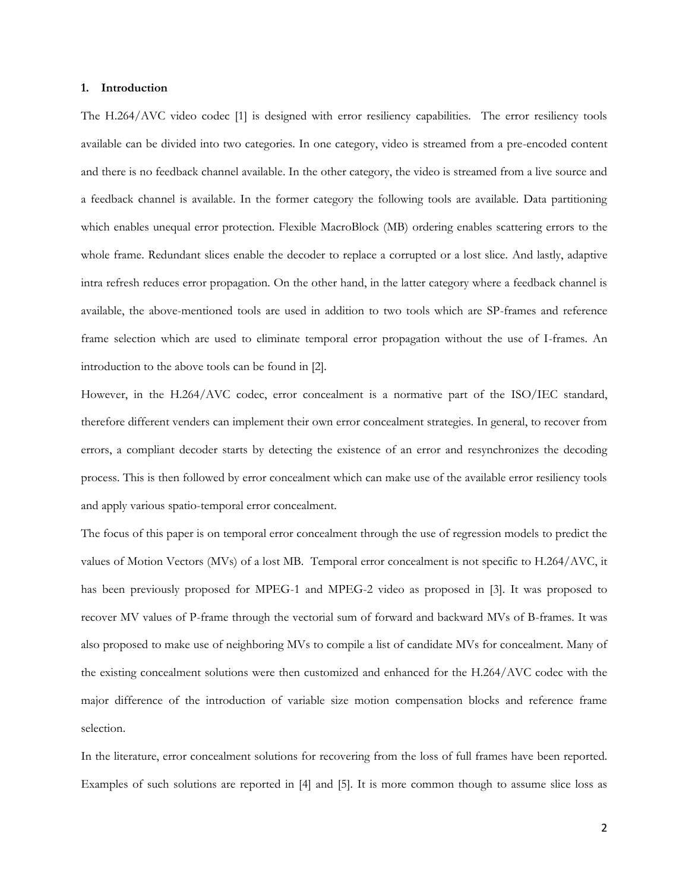## 1. Introduction

The H.264/AVC video codec [1] is designed with error resiliency capabilities. The error resiliency tools available can be divided into two categories. In one category, video is streamed from a pre-encoded content and there is no feedback channel available. In the other category, the video is streamed from a live source and a feedback channel is available. In the former category the following tools are available. Data partitioning which enables unequal error protection. Flexible MacroBlock (MB) ordering enables scattering errors to the whole frame. Redundant slices enable the decoder to replace a corrupted or a lost slice. And lastly, adaptive intra refresh reduces error propagation. On the other hand, in the latter category where a feedback channel is available, the above-mentioned tools are used in addition to two tools which are SP-frames and reference frame selection which are used to eliminate temporal error propagation without the use of I-frames. An introduction to the above tools can be found in [2].

However, in the H.264/AVC codec, error concealment is a normative part of the ISO/IEC standard, therefore different venders can implement their own error concealment strategies. In general, to recover from errors, a compliant decoder starts by detecting the existence of an error and resynchronizes the decoding process. This is then followed by error concealment which can make use of the available error resiliency tools and apply various spatio-temporal error concealment.

The focus of this paper is on temporal error concealment through the use of regression models to predict the values of Motion Vectors (MVs) of a lost MB. Temporal error concealment is not specific to H.264/AVC, it has been previously proposed for MPEG-1 and MPEG-2 video as proposed in [3]. It was proposed to recover MV values of P-frame through the vectorial sum of forward and backward MVs of B-frames. It was also proposed to make use of neighboring MVs to compile a list of candidate MVs for concealment. Many of the existing concealment solutions were then customized and enhanced for the H.264/AVC codec with the major difference of the introduction of variable size motion compensation blocks and reference frame selection.

In the literature, error concealment solutions for recovering from the loss of full frames have been reported. Examples of such solutions are reported in [4] and [5]. It is more common though to assume slice loss as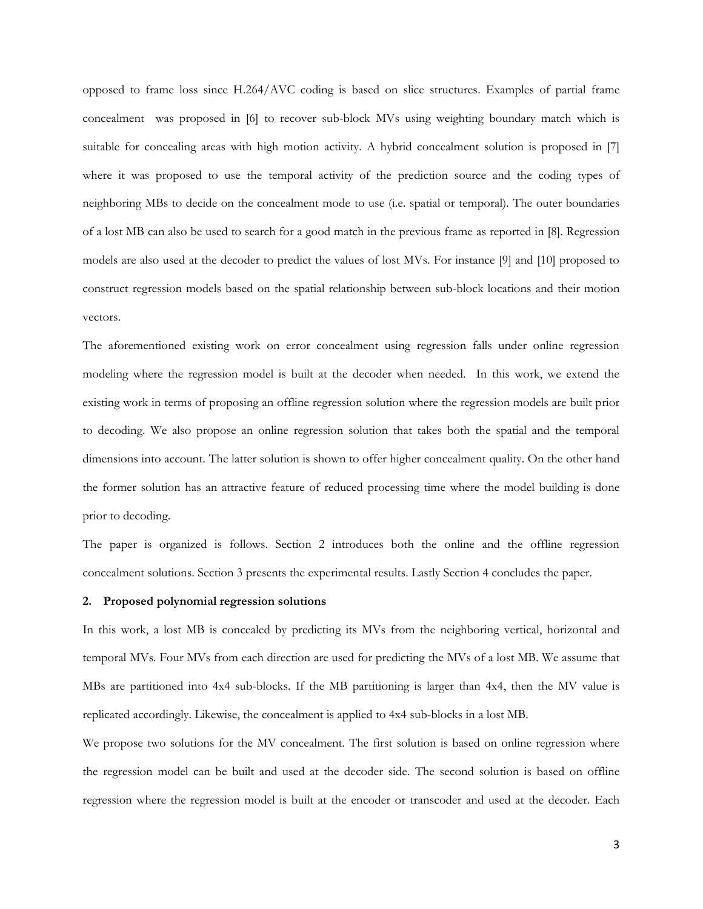opposed to frame loss since H.264/AVC coding is based on slice structures. Examples of partial frame concealment was proposed in [6] to recover sub-block MVs using weighting boundary match which is suitable for concealing areas with high motion activity. A hybrid concealment solution is proposed in [7] where it was proposed to use the temporal activity of the prediction source and the coding types of neighboring MBs to decide on the concealment mode to use (i.e. spatial or temporal). The outer boundaries of a lost MB can also be used to search for a good match in the previous frame as reported in [8]. Regression models are also used at the decoder to predict the values of lost MVs. For instance [9] and [10] proposed to construct regression models based on the spatial relationship between sub-block locations and their motion vectors.

The aforementioned existing work on error concealment using regression falls under online regression modeling where the regression model is built at the decoder when needed. In this work, we extend the existing work in terms of proposing an offline regression solution where the regression models are built prior to decoding. We also propose an online regression solution that takes both the spatial and the temporal dimensions into account. The latter solution is shown to offer higher concealment quality. On the other hand the former solution has an attractive feature of reduced processing time where the model building is done prior to decoding.

The paper is organized is follows. Section 2 introduces both the online and the offline regression concealment solutions. Section 3 presents the experimental results. Lastly Section 4 concludes the paper.

## 2. Proposed polynomial regression solutions

In this work, a lost MB is concealed by predicting its MVs from the neighboring vertical, horizontal and temporal MVs. Four MVs from each direction are used for predicting the MVs of a lost MB. We assume that MBs are partitioned into 4x4 sub-blocks. If the MB partitioning is larger than 4x4, then the MV value is replicated accordingly. Likewise, the concealment is applied to 4x4 sub-blocks in a lost MB.

We propose two solutions for the MV concealment. The first solution is based on online regression where the regression model can be built and used at the decoder side. The second solution is based on offline regression where the regression model is built at the encoder or transcoder and used at the decoder. Each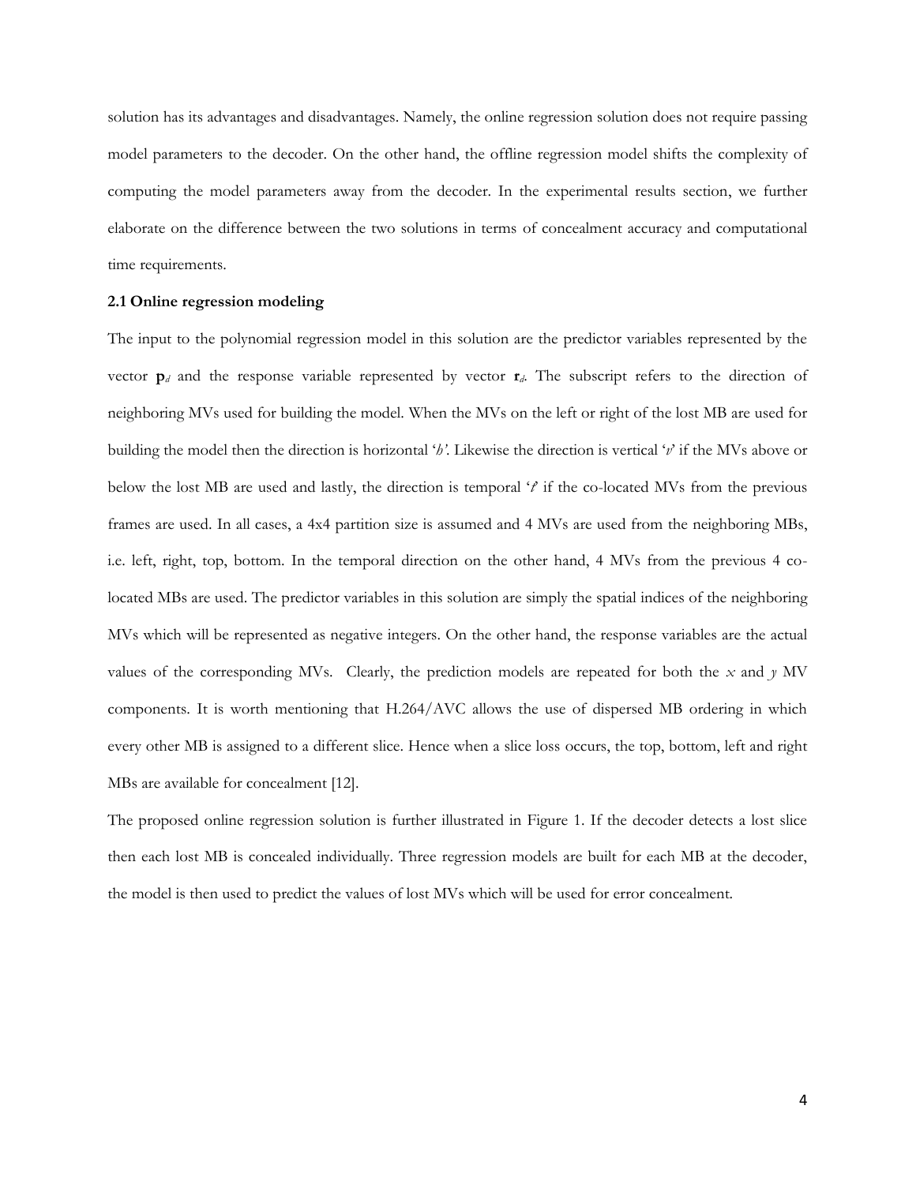solution has its advantages and disadvantages. Namely, the online regression solution does not require passing model parameters to the decoder. On the other hand, the offline regression model shifts the complexity of computing the model parameters away from the decoder. In the experimental results section, we further elaborate on the difference between the two solutions in terms of concealment accuracy and computational time requirements.

### 2.1 Online regression modeling

The input to the polynomial regression model in this solution are the predictor variables represented by the vector $\mathbf{p}_d$ and the response variable represented by vector $\mathbf{r}_d$. The subscript refers to the direction of neighboring MVs used for building the model. When the MVs on the left or right of the lost MB are used for building the model then the direction is horizontal '*h*'. Likewise the direction is vertical '*v*' if the MVs above or below the lost MB are used and lastly, the direction is temporal '*t*' if the co-located MVs from the previous frames are used. In all cases, a 4x4 partition size is assumed and 4 MVs are used from the neighboring MBs, i.e. left, right, top, bottom. In the temporal direction on the other hand, 4 MVs from the previous 4 co-located MBs are used. The predictor variables in this solution are simply the spatial indices of the neighboring MVs which will be represented as negative integers. On the other hand, the response variables are the actual values of the corresponding MVs. Clearly, the prediction models are repeated for both the $x$ and $y$ MV components. It is worth mentioning that H.264/AVC allows the use of dispersed MB ordering in which every other MB is assigned to a different slice. Hence when a slice loss occurs, the top, bottom, left and right MBs are available for concealment [12].

The proposed online regression solution is further illustrated in Figure 1. If the decoder detects a lost slice then each lost MB is concealed individually. Three regression models are built for each MB at the decoder, the model is then used to predict the values of lost MVs which will be used for error concealment.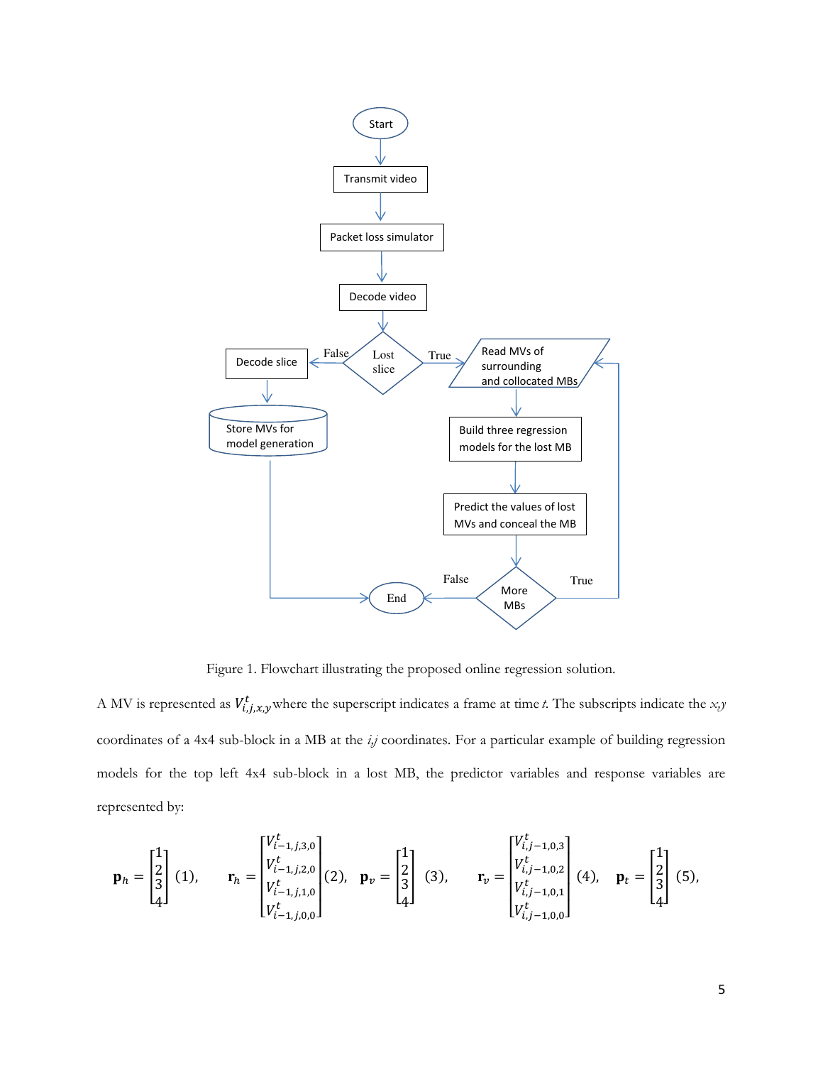Figure 1. Flowchart illustrating the proposed online regression solution.

A MV is represented as $V^t_{i,j,x,y}$ where the superscript indicates a frame at time *t*. The subscripts indicate the *x,y* coordinates of a 4x4 sub-block in a MB at the *i,j* coordinates. For a particular example of building regression models for the top left 4x4 sub-block in a lost MB, the predictor variables and response variables are represented by:

$$\mathbf{p}_h = \begin{bmatrix} 1 \\ 2 \\ 3 \\ 4 \end{bmatrix} \ (1), \quad \mathbf{r}_h = \begin{bmatrix} V^t_{i-1,j,3,0} \\ V^t_{i-1,j,2,0} \\ V^t_{i-1,j,1,0} \\ V^t_{i-1,j,0,0} \end{bmatrix} (2), \quad \mathbf{p}_v = \begin{bmatrix} 1 \\ 2 \\ 3 \\ 4 \end{bmatrix} \ (3), \quad \mathbf{r}_v = \begin{bmatrix} V^t_{i,j-1,0,3} \\ V^t_{i,j-1,0,2} \\ V^t_{i,j-1,0,1} \\ V^t_{i,j-1,0,0} \end{bmatrix} (4), \quad \mathbf{p}_t = \begin{bmatrix} 1 \\ 2 \\ 3 \\ 4 \end{bmatrix} (5),$$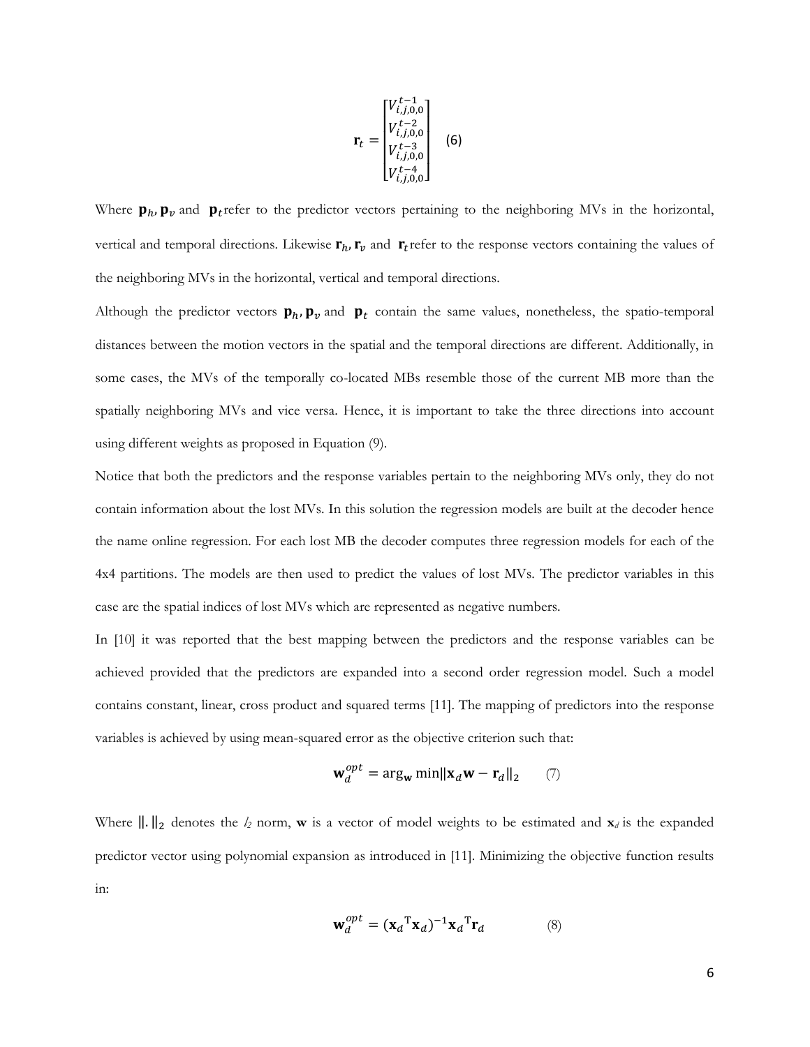$$\mathbf{r}_t = \begin{bmatrix} V_{i,j,0,0}^{t-1} \\ V_{i,j,0,0}^{t-2} \\ V_{i,j,0,0}^{t-3} \\ V_{i,j,0,0}^{t-4} \end{bmatrix} \quad (6)$$

Where $\mathbf{p}_h, \mathbf{p}_v$ and $\mathbf{p}_t$ refer to the predictor vectors pertaining to the neighboring MVs in the horizontal, vertical and temporal directions. Likewise $\mathbf{r}_h, \mathbf{r}_v$ and $\mathbf{r}_t$ refer to the response vectors containing the values of the neighboring MVs in the horizontal, vertical and temporal directions.

Although the predictor vectors $\mathbf{p}_h, \mathbf{p}_v$ and $\mathbf{p}_t$ contain the same values, nonetheless, the spatio-temporal distances between the motion vectors in the spatial and the temporal directions are different. Additionally, in some cases, the MVs of the temporally co-located MBs resemble those of the current MB more than the spatially neighboring MVs and vice versa. Hence, it is important to take the three directions into account using different weights as proposed in Equation (9).

Notice that both the predictors and the response variables pertain to the neighboring MVs only, they do not contain information about the lost MVs. In this solution the regression models are built at the decoder hence the name online regression. For each lost MB the decoder computes three regression models for each of the 4x4 partitions. The models are then used to predict the values of lost MVs. The predictor variables in this case are the spatial indices of lost MVs which are represented as negative numbers.

In [10] it was reported that the best mapping between the predictors and the response variables can be achieved provided that the predictors are expanded into a second order regression model. Such a model contains constant, linear, cross product and squared terms [11]. The mapping of predictors into the response variables is achieved by using mean-squared error as the objective criterion such that:

$$\mathbf{w}_d^{opt} = \arg_{\mathbf{w}} \min \|\mathbf{x}_d \mathbf{w} - \mathbf{r}_d\|_2 \quad (7)$$

Where $\|.\|_2$ denotes the $l_2$ norm, $\mathbf{w}$ is a vector of model weights to be estimated and $\mathbf{x}_d$ is the expanded predictor vector using polynomial expansion as introduced in [11]. Minimizing the objective function results in:

$$\mathbf{w}_d^{opt} = (\mathbf{x}_d{}^{\mathrm{T}} \mathbf{x}_d)^{-1} \mathbf{x}_d{}^{\mathrm{T}} \mathbf{r}_d \quad (8)$$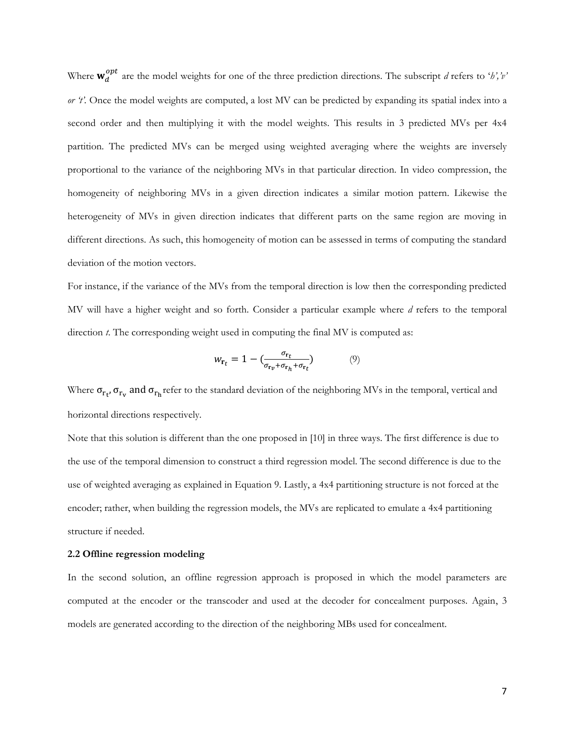Where $\mathbf{w}_d^{opt}$ are the model weights for one of the three prediction directions. The subscript *d* refers to '*h*','*v*' *or* '*t*'. Once the model weights are computed, a lost MV can be predicted by expanding its spatial index into a second order and then multiplying it with the model weights. This results in 3 predicted MVs per 4x4 partition. The predicted MVs can be merged using weighted averaging where the weights are inversely proportional to the variance of the neighboring MVs in that particular direction. In video compression, the homogeneity of neighboring MVs in a given direction indicates a similar motion pattern. Likewise the heterogeneity of MVs in given direction indicates that different parts on the same region are moving in different directions. As such, this homogeneity of motion can be assessed in terms of computing the standard deviation of the motion vectors.

For instance, if the variance of the MVs from the temporal direction is low then the corresponding predicted MV will have a higher weight and so forth. Consider a particular example where *d* refers to the temporal direction *t*. The corresponding weight used in computing the final MV is computed as:

$$w_{\mathbf{r}_t} = 1 - \left(\frac{\sigma_{\mathbf{r}_t}}{\sigma_{\mathbf{r}_v} + \sigma_{\mathbf{r}_h} + \sigma_{\mathbf{r}_t}}\right) \qquad (9)$$

Where $\sigma_{\mathrm{r}_\mathrm{t}}$, $\sigma_{\mathrm{r}_\mathrm{v}}$ and $\sigma_{\mathrm{r}_\mathrm{h}}$ refer to the standard deviation of the neighboring MVs in the temporal, vertical and horizontal directions respectively.

Note that this solution is different than the one proposed in [10] in three ways. The first difference is due to the use of the temporal dimension to construct a third regression model. The second difference is due to the use of weighted averaging as explained in Equation 9. Lastly, a 4x4 partitioning structure is not forced at the encoder; rather, when building the regression models, the MVs are replicated to emulate a 4x4 partitioning structure if needed.

### 2.2 Offline regression modeling

In the second solution, an offline regression approach is proposed in which the model parameters are computed at the encoder or the transcoder and used at the decoder for concealment purposes. Again, 3 models are generated according to the direction of the neighboring MBs used for concealment.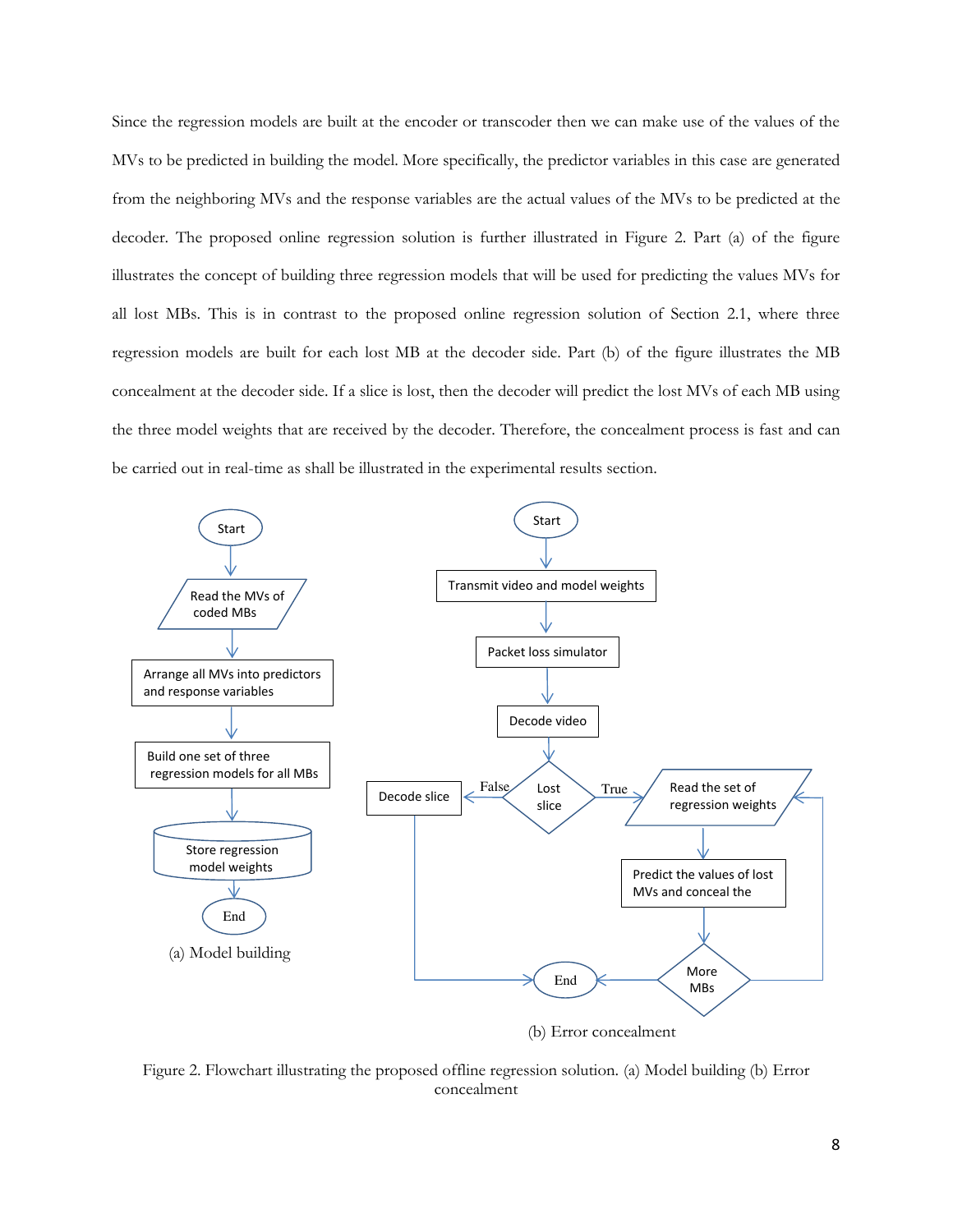Since the regression models are built at the encoder or transcoder then we can make use of the values of the MVs to be predicted in building the model. More specifically, the predictor variables in this case are generated from the neighboring MVs and the response variables are the actual values of the MVs to be predicted at the decoder. The proposed online regression solution is further illustrated in Figure 2. Part (a) of the figure illustrates the concept of building three regression models that will be used for predicting the values MVs for all lost MBs. This is in contrast to the proposed online regression solution of Section 2.1, where three regression models are built for each lost MB at the decoder side. Part (b) of the figure illustrates the MB concealment at the decoder side. If a slice is lost, then the decoder will predict the lost MVs of each MB using the three model weights that are received by the decoder. Therefore, the concealment process is fast and can be carried out in real-time as shall be illustrated in the experimental results section.

Start → Read the MVs of coded MBs → Arrange all MVs into predictors and response variables → Build one set of three regression models for all MBs → Store regression model weights → End

(a) Model building

Start → Transmit video and model weights → Packet loss simulator → Decode video → Lost slice? False → Decode slice → End; True → Read the set of regression weights → Predict the values of lost MVs and conceal the → More MBs? (yes → Read the set of regression weights; no → End)

(b) Error concealment

Figure 2. Flowchart illustrating the proposed offline regression solution. (a) Model building (b) Error concealment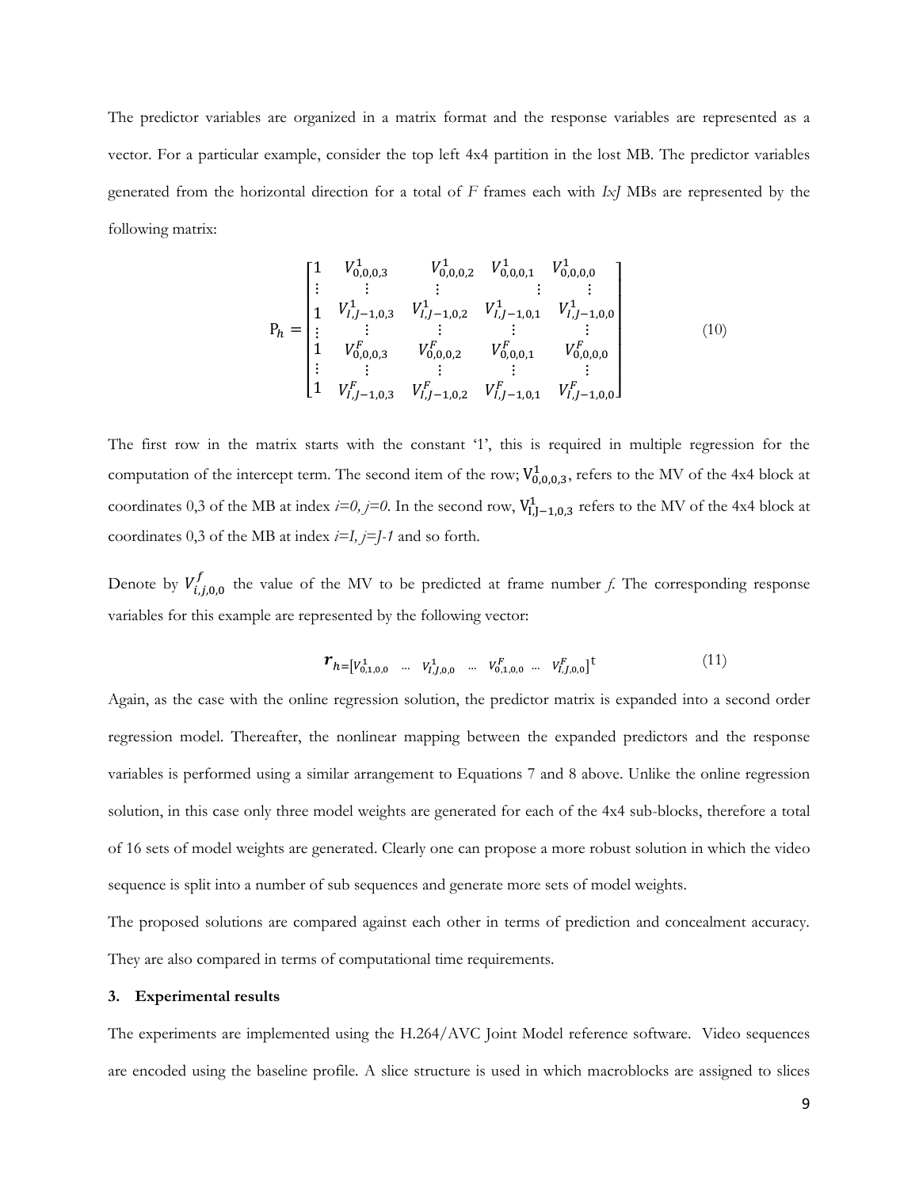The predictor variables are organized in a matrix format and the response variables are represented as a vector. For a particular example, consider the top left 4x4 partition in the lost MB. The predictor variables generated from the horizontal direction for a total of *F* frames each with *IxJ* MBs are represented by the following matrix:

$$
\mathrm{P}_h = \begin{bmatrix} 1 & V^1_{0,0,0,3} & V^1_{0,0,0,2} & V^1_{0,0,0,1} & V^1_{0,0,0,0} \\ \vdots & \vdots & \vdots & \vdots & \vdots \\ 1 & V^1_{I,J-1,0,3} & V^1_{I,J-1,0,2} & V^1_{I,J-1,0,1} & V^1_{I,J-1,0,0} \\ \vdots & \vdots & \vdots & \vdots & \vdots \\ 1 & V^F_{0,0,0,3} & V^F_{0,0,0,2} & V^F_{0,0,0,1} & V^F_{0,0,0,0} \\ \vdots & \vdots & \vdots & \vdots & \vdots \\ 1 & V^F_{I,J-1,0,3} & V^F_{I,J-1,0,2} & V^F_{I,J-1,0,1} & V^F_{I,J-1,0,0} \end{bmatrix} \tag{10}
$$

The first row in the matrix starts with the constant '1', this is required in multiple regression for the computation of the intercept term. The second item of the row; $\mathrm{V}^1_{0,0,0,3}$, refers to the MV of the 4x4 block at coordinates 0,3 of the MB at index *i=0, j=0*. In the second row, $\mathrm{V}^1_{\mathrm{I,J}-1,0,3}$ refers to the MV of the 4x4 block at coordinates 0,3 of the MB at index *i=I, j=J-1* and so forth.

Denote by $V^f_{i,j,0,0}$ the value of the MV to be predicted at frame number *f*. The corresponding response variables for this example are represented by the following vector:

$$
\boldsymbol{r}_h = [V^1_{0,1,0,0} \;\; \cdots \;\; V^1_{I,J,0,0} \;\; \cdots \;\; V^F_{0,1,0,0} \;\; \cdots \;\; V^F_{I,J,0,0}]^{\mathrm{t}} \tag{11}
$$

Again, as the case with the online regression solution, the predictor matrix is expanded into a second order regression model. Thereafter, the nonlinear mapping between the expanded predictors and the response variables is performed using a similar arrangement to Equations 7 and 8 above. Unlike the online regression solution, in this case only three model weights are generated for each of the 4x4 sub-blocks, therefore a total of 16 sets of model weights are generated. Clearly one can propose a more robust solution in which the video sequence is split into a number of sub sequences and generate more sets of model weights.

The proposed solutions are compared against each other in terms of prediction and concealment accuracy. They are also compared in terms of computational time requirements.

## 3. Experimental results

The experiments are implemented using the H.264/AVC Joint Model reference software. Video sequences are encoded using the baseline profile. A slice structure is used in which macroblocks are assigned to slices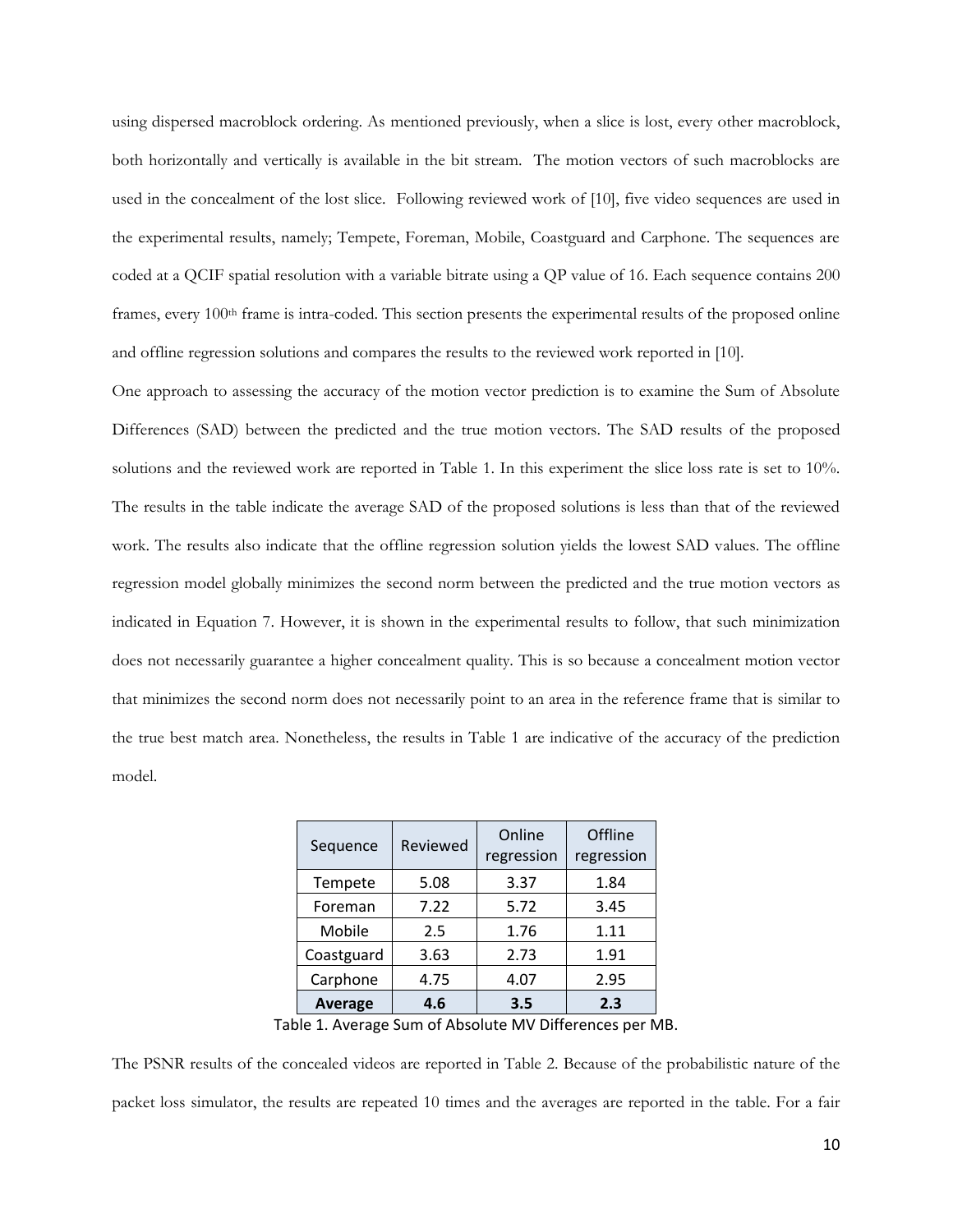using dispersed macroblock ordering. As mentioned previously, when a slice is lost, every other macroblock, both horizontally and vertically is available in the bit stream. The motion vectors of such macroblocks are used in the concealment of the lost slice. Following reviewed work of [10], five video sequences are used in the experimental results, namely; Tempete, Foreman, Mobile, Coastguard and Carphone. The sequences are coded at a QCIF spatial resolution with a variable bitrate using a QP value of 16. Each sequence contains 200 frames, every 100th frame is intra-coded. This section presents the experimental results of the proposed online and offline regression solutions and compares the results to the reviewed work reported in [10].

One approach to assessing the accuracy of the motion vector prediction is to examine the Sum of Absolute Differences (SAD) between the predicted and the true motion vectors. The SAD results of the proposed solutions and the reviewed work are reported in Table 1. In this experiment the slice loss rate is set to 10%. The results in the table indicate the average SAD of the proposed solutions is less than that of the reviewed work. The results also indicate that the offline regression solution yields the lowest SAD values. The offline regression model globally minimizes the second norm between the predicted and the true motion vectors as indicated in Equation 7. However, it is shown in the experimental results to follow, that such minimization does not necessarily guarantee a higher concealment quality. This is so because a concealment motion vector that minimizes the second norm does not necessarily point to an area in the reference frame that is similar to the true best match area. Nonetheless, the results in Table 1 are indicative of the accuracy of the prediction model.

| Sequence | Reviewed | Online regression | Offline regression |
|---|---|---|---|
| Tempete | 5.08 | 3.37 | 1.84 |
| Foreman | 7.22 | 5.72 | 3.45 |
| Mobile | 2.5 | 1.76 | 1.11 |
| Coastguard | 3.63 | 2.73 | 1.91 |
| Carphone | 4.75 | 4.07 | 2.95 |
| **Average** | **4.6** | **3.5** | **2.3** |

Table 1. Average Sum of Absolute MV Differences per MB.

The PSNR results of the concealed videos are reported in Table 2. Because of the probabilistic nature of the packet loss simulator, the results are repeated 10 times and the averages are reported in the table. For a fair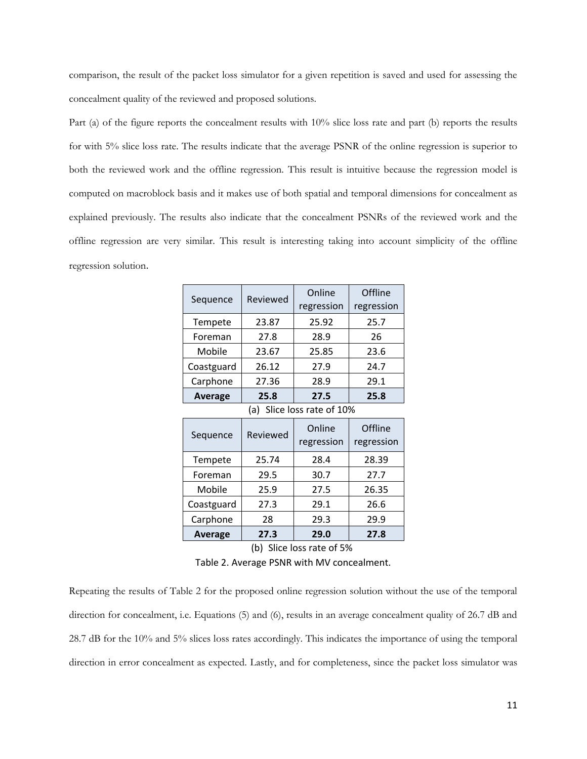comparison, the result of the packet loss simulator for a given repetition is saved and used for assessing the concealment quality of the reviewed and proposed solutions.

Part (a) of the figure reports the concealment results with 10% slice loss rate and part (b) reports the results for with 5% slice loss rate. The results indicate that the average PSNR of the online regression is superior to both the reviewed work and the offline regression. This result is intuitive because the regression model is computed on macroblock basis and it makes use of both spatial and temporal dimensions for concealment as explained previously. The results also indicate that the concealment PSNRs of the reviewed work and the offline regression are very similar. This result is interesting taking into account simplicity of the offline regression solution.

| Sequence | Reviewed | Online regression | Offline regression |
|---|---|---|---|
| Tempete | 23.87 | 25.92 | 25.7 |
| Foreman | 27.8 | 28.9 | 26 |
| Mobile | 23.67 | 25.85 | 23.6 |
| Coastguard | 26.12 | 27.9 | 24.7 |
| Carphone | 27.36 | 28.9 | 29.1 |
| **Average** | **25.8** | **27.5** | **25.8** |

(a) Slice loss rate of 10%

| Sequence | Reviewed | Online regression | Offline regression |
|---|---|---|---|
| Tempete | 25.74 | 28.4 | 28.39 |
| Foreman | 29.5 | 30.7 | 27.7 |
| Mobile | 25.9 | 27.5 | 26.35 |
| Coastguard | 27.3 | 29.1 | 26.6 |
| Carphone | 28 | 29.3 | 29.9 |
| **Average** | **27.3** | **29.0** | **27.8** |

(b) Slice loss rate of 5%

Table 2. Average PSNR with MV concealment.

Repeating the results of Table 2 for the proposed online regression solution without the use of the temporal direction for concealment, i.e. Equations (5) and (6), results in an average concealment quality of 26.7 dB and 28.7 dB for the 10% and 5% slices loss rates accordingly. This indicates the importance of using the temporal direction in error concealment as expected. Lastly, and for completeness, since the packet loss simulator was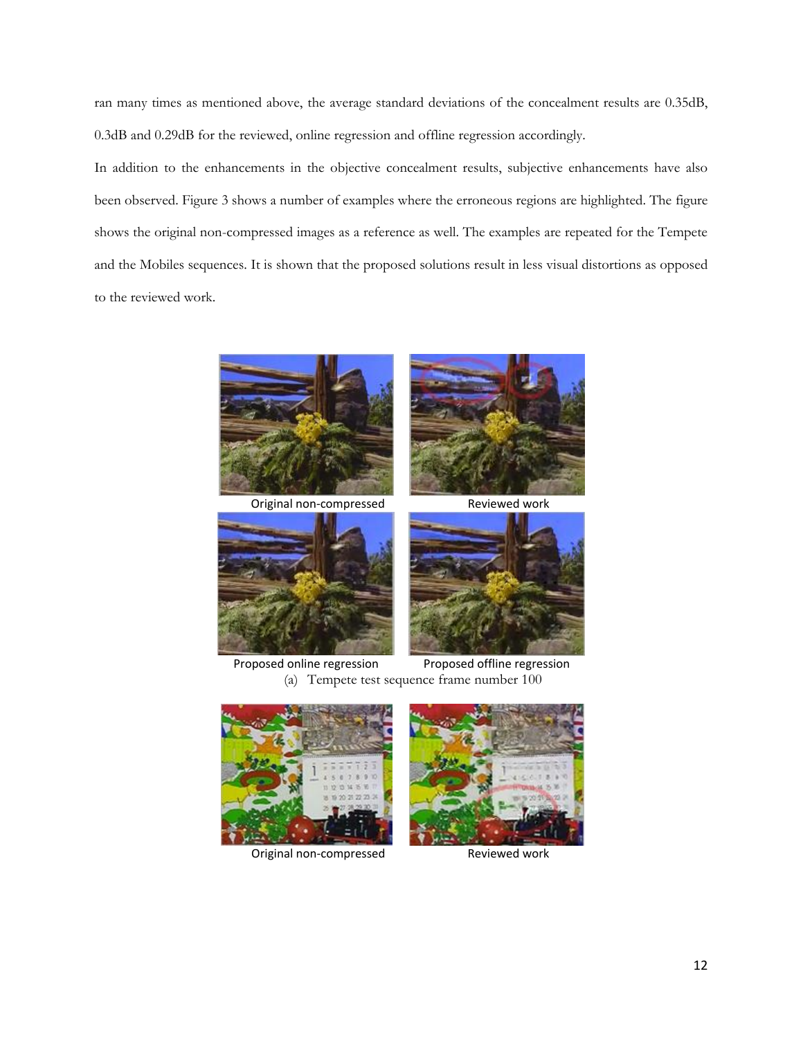ran many times as mentioned above, the average standard deviations of the concealment results are 0.35dB, 0.3dB and 0.29dB for the reviewed, online regression and offline regression accordingly.

In addition to the enhancements in the objective concealment results, subjective enhancements have also been observed. Figure 3 shows a number of examples where the erroneous regions are highlighted. The figure shows the original non-compressed images as a reference as well. The examples are repeated for the Tempete and the Mobiles sequences. It is shown that the proposed solutions result in less visual distortions as opposed to the reviewed work.

Original non-compressed

Reviewed work

Proposed online regression

Proposed offline regression

(a) Tempete test sequence frame number 100

Original non-compressed

Reviewed work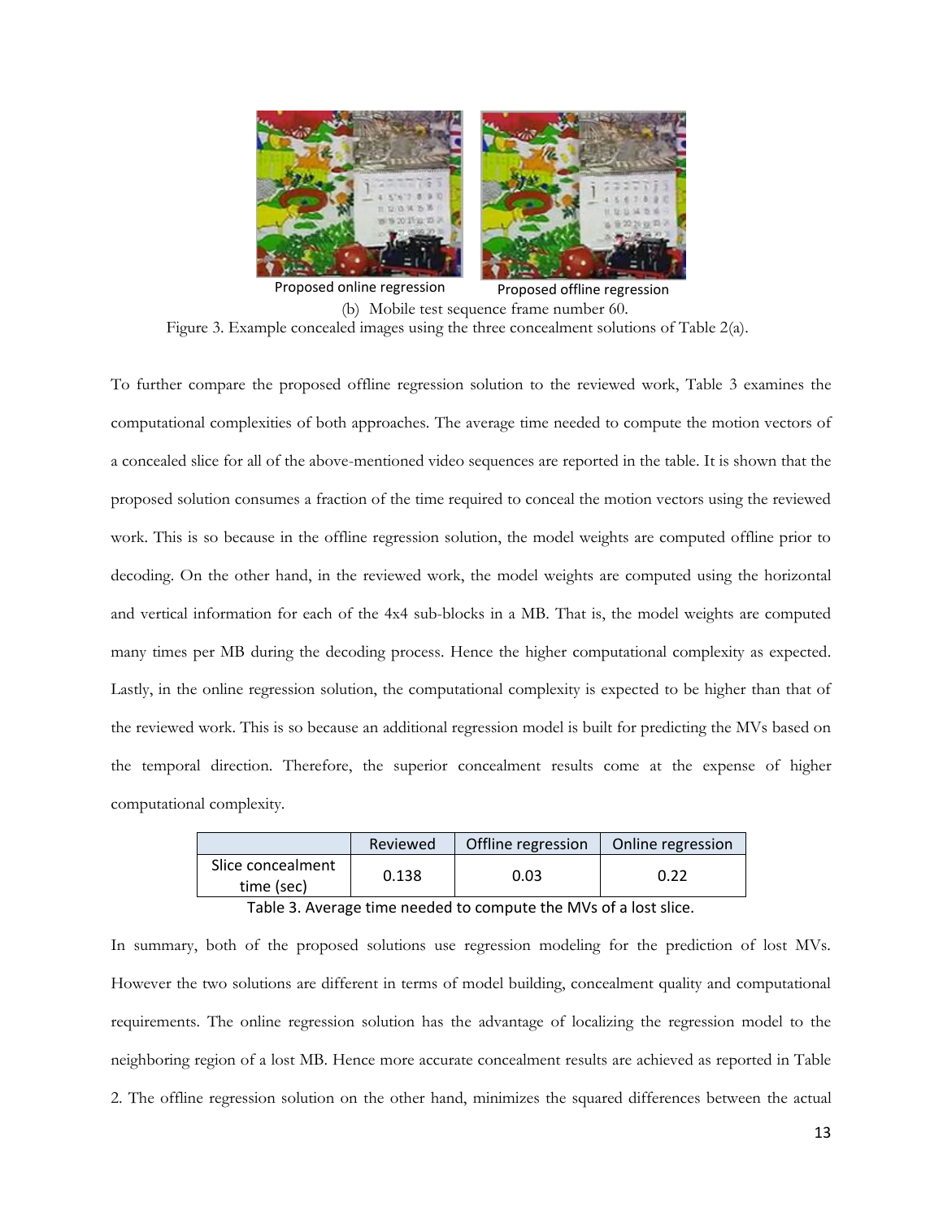Proposed online regression　　Proposed offline regression

(b) Mobile test sequence frame number 60.

Figure 3. Example concealed images using the three concealment solutions of Table 2(a).

To further compare the proposed offline regression solution to the reviewed work, Table 3 examines the computational complexities of both approaches. The average time needed to compute the motion vectors of a concealed slice for all of the above-mentioned video sequences are reported in the table. It is shown that the proposed solution consumes a fraction of the time required to conceal the motion vectors using the reviewed work. This is so because in the offline regression solution, the model weights are computed offline prior to decoding. On the other hand, in the reviewed work, the model weights are computed using the horizontal and vertical information for each of the 4x4 sub-blocks in a MB. That is, the model weights are computed many times per MB during the decoding process. Hence the higher computational complexity as expected. Lastly, in the online regression solution, the computational complexity is expected to be higher than that of the reviewed work. This is so because an additional regression model is built for predicting the MVs based on the temporal direction. Therefore, the superior concealment results come at the expense of higher computational complexity.

| | Reviewed | Offline regression | Online regression |
|---|---|---|---|
| Slice concealment time (sec) | 0.138 | 0.03 | 0.22 |

Table 3. Average time needed to compute the MVs of a lost slice.

In summary, both of the proposed solutions use regression modeling for the prediction of lost MVs. However the two solutions are different in terms of model building, concealment quality and computational requirements. The online regression solution has the advantage of localizing the regression model to the neighboring region of a lost MB. Hence more accurate concealment results are achieved as reported in Table 2. The offline regression solution on the other hand, minimizes the squared differences between the actual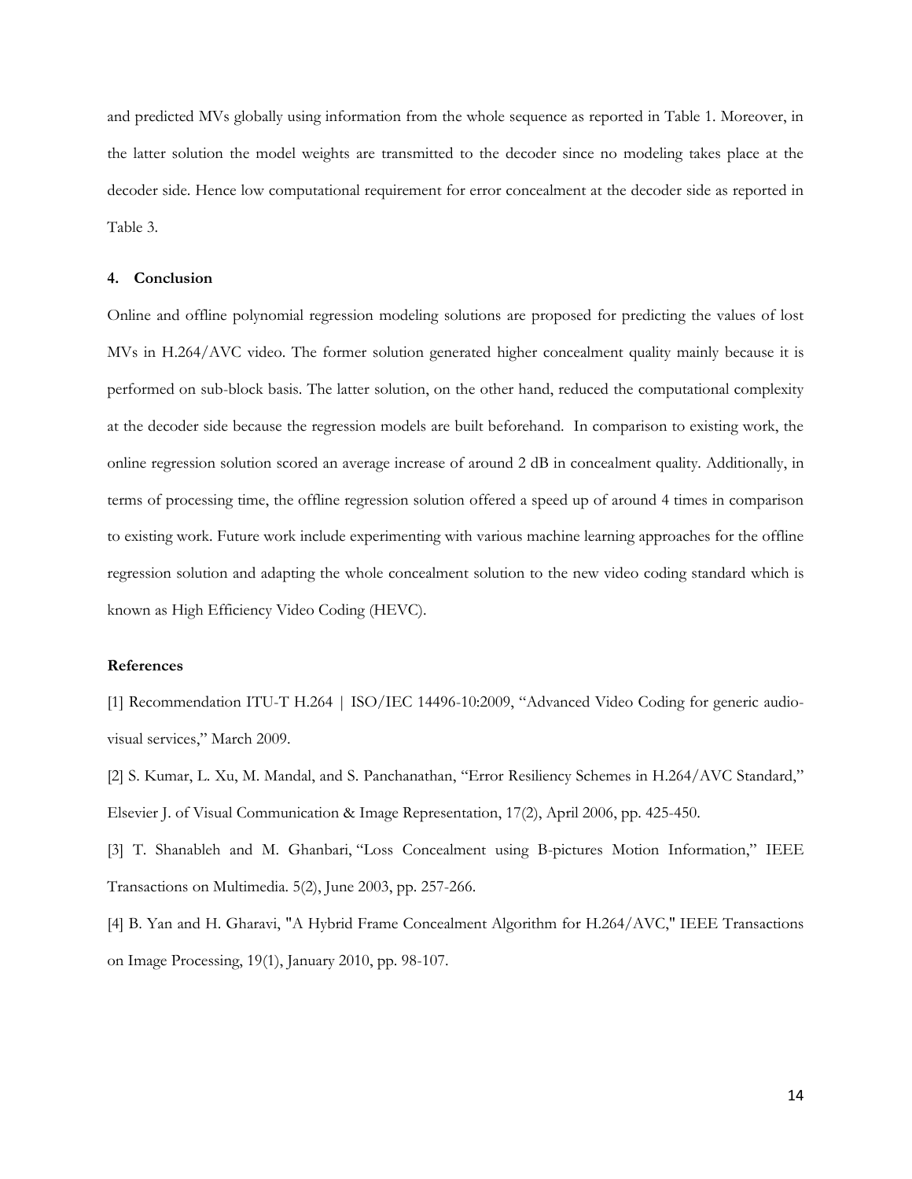and predicted MVs globally using information from the whole sequence as reported in Table 1. Moreover, in the latter solution the model weights are transmitted to the decoder since no modeling takes place at the decoder side. Hence low computational requirement for error concealment at the decoder side as reported in Table 3.

## 4. Conclusion

Online and offline polynomial regression modeling solutions are proposed for predicting the values of lost MVs in H.264/AVC video. The former solution generated higher concealment quality mainly because it is performed on sub-block basis. The latter solution, on the other hand, reduced the computational complexity at the decoder side because the regression models are built beforehand. In comparison to existing work, the online regression solution scored an average increase of around 2 dB in concealment quality. Additionally, in terms of processing time, the offline regression solution offered a speed up of around 4 times in comparison to existing work. Future work include experimenting with various machine learning approaches for the offline regression solution and adapting the whole concealment solution to the new video coding standard which is known as High Efficiency Video Coding (HEVC).

## References

[1] Recommendation ITU-T H.264 | ISO/IEC 14496-10:2009, "Advanced Video Coding for generic audio-visual services," March 2009.

[2] S. Kumar, L. Xu, M. Mandal, and S. Panchanathan, "Error Resiliency Schemes in H.264/AVC Standard," Elsevier J. of Visual Communication & Image Representation, 17(2), April 2006, pp. 425-450.

[3] T. Shanableh and M. Ghanbari, "Loss Concealment using B-pictures Motion Information," IEEE Transactions on Multimedia. 5(2), June 2003, pp. 257-266.

[4] B. Yan and H. Gharavi, "A Hybrid Frame Concealment Algorithm for H.264/AVC," IEEE Transactions on Image Processing, 19(1), January 2010, pp. 98-107.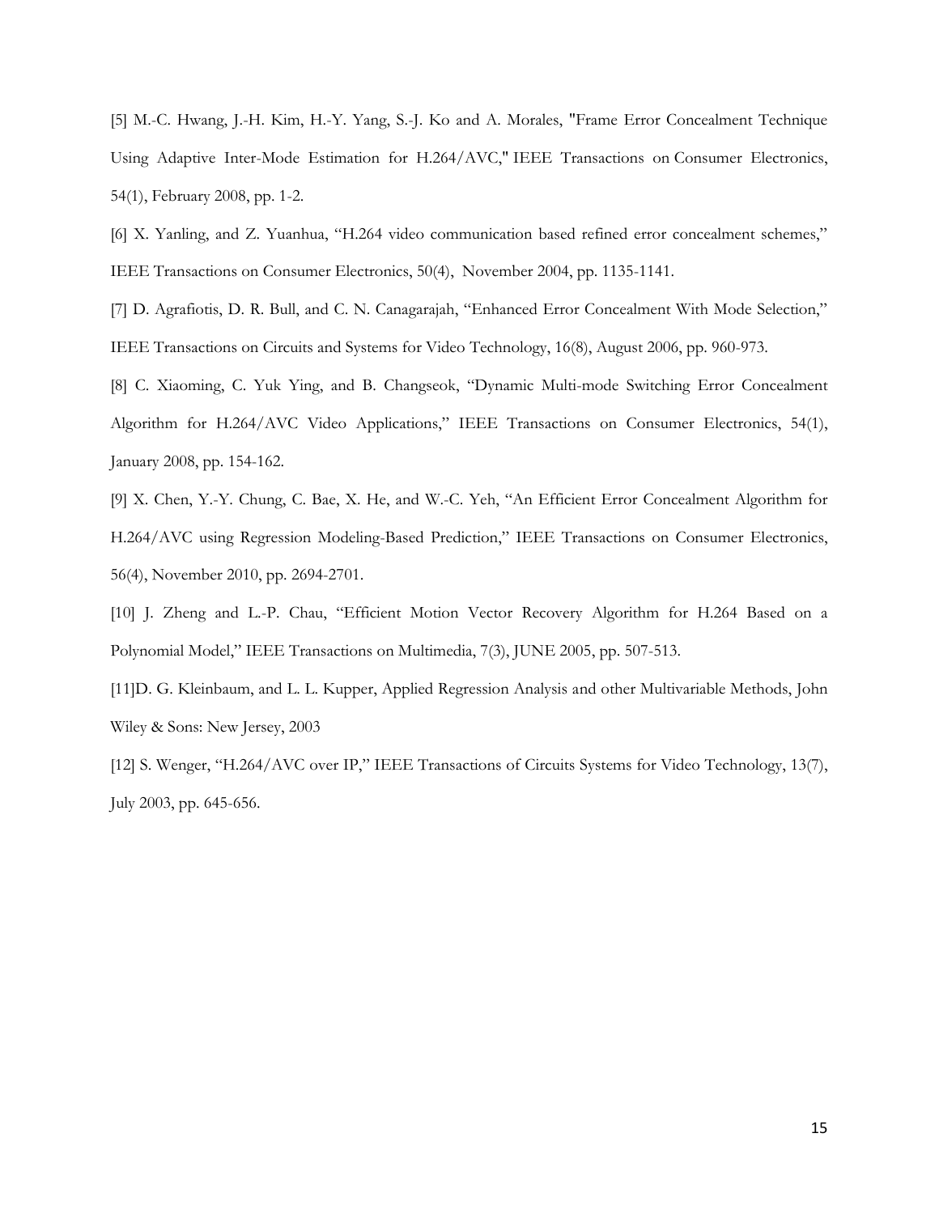[5] M.-C. Hwang, J.-H. Kim, H.-Y. Yang, S.-J. Ko and A. Morales, "Frame Error Concealment Technique Using Adaptive Inter-Mode Estimation for H.264/AVC," IEEE Transactions on Consumer Electronics, 54(1), February 2008, pp. 1-2.

[6] X. Yanling, and Z. Yuanhua, "H.264 video communication based refined error concealment schemes," IEEE Transactions on Consumer Electronics, 50(4), November 2004, pp. 1135-1141.

[7] D. Agrafiotis, D. R. Bull, and C. N. Canagarajah, "Enhanced Error Concealment With Mode Selection," IEEE Transactions on Circuits and Systems for Video Technology, 16(8), August 2006, pp. 960-973.

[8] C. Xiaoming, C. Yuk Ying, and B. Changseok, "Dynamic Multi-mode Switching Error Concealment Algorithm for H.264/AVC Video Applications," IEEE Transactions on Consumer Electronics, 54(1), January 2008, pp. 154-162.

[9] X. Chen, Y.-Y. Chung, C. Bae, X. He, and W.-C. Yeh, "An Efficient Error Concealment Algorithm for H.264/AVC using Regression Modeling-Based Prediction," IEEE Transactions on Consumer Electronics, 56(4), November 2010, pp. 2694-2701.

[10] J. Zheng and L.-P. Chau, "Efficient Motion Vector Recovery Algorithm for H.264 Based on a Polynomial Model," IEEE Transactions on Multimedia, 7(3), JUNE 2005, pp. 507-513.

[11]D. G. Kleinbaum, and L. L. Kupper, Applied Regression Analysis and other Multivariable Methods, John Wiley & Sons: New Jersey, 2003

[12] S. Wenger, "H.264/AVC over IP," IEEE Transactions of Circuits Systems for Video Technology, 13(7), July 2003, pp. 645-656.